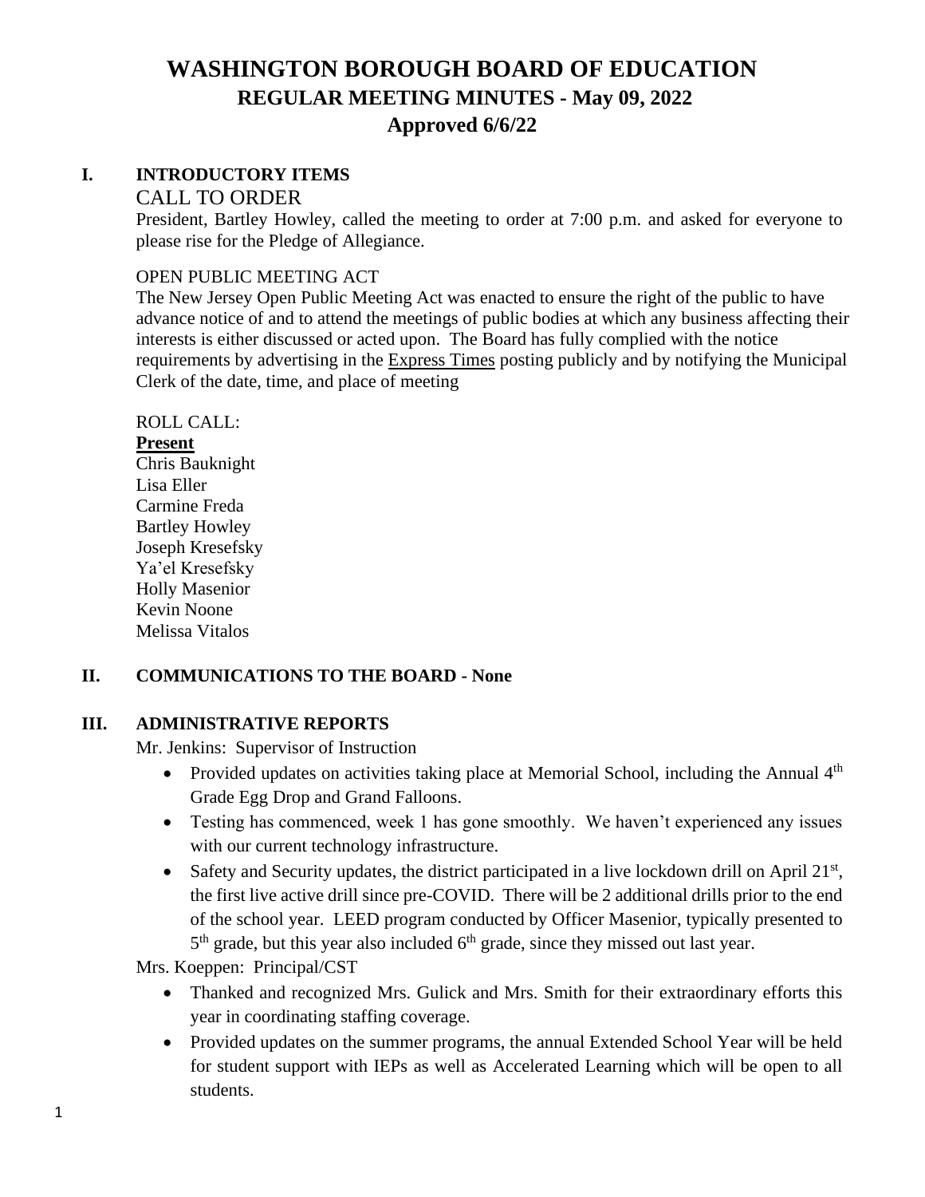# WASHINGTON BOROUGH BOARD OF EDUCATION
## REGULAR MEETING MINUTES - May 09, 2022
## Approved 6/6/22

## I. INTRODUCTORY ITEMS

CALL TO ORDER

President, Bartley Howley, called the meeting to order at 7:00 p.m. and asked for everyone to please rise for the Pledge of Allegiance.

OPEN PUBLIC MEETING ACT

The New Jersey Open Public Meeting Act was enacted to ensure the right of the public to have advance notice of and to attend the meetings of public bodies at which any business affecting their interests is either discussed or acted upon. The Board has fully complied with the notice requirements by advertising in the Express Times posting publicly and by notifying the Municipal Clerk of the date, time, and place of meeting

ROLL CALL:

**Present**

Chris Bauknight
Lisa Eller
Carmine Freda
Bartley Howley
Joseph Kresefsky
Ya'el Kresefsky
Holly Masenior
Kevin Noone
Melissa Vitalos

## II. COMMUNICATIONS TO THE BOARD - None

## III. ADMINISTRATIVE REPORTS

Mr. Jenkins: Supervisor of Instruction

- Provided updates on activities taking place at Memorial School, including the Annual 4th Grade Egg Drop and Grand Falloons.
- Testing has commenced, week 1 has gone smoothly. We haven't experienced any issues with our current technology infrastructure.
- Safety and Security updates, the district participated in a live lockdown drill on April 21st, the first live active drill since pre-COVID. There will be 2 additional drills prior to the end of the school year. LEED program conducted by Officer Masenior, typically presented to 5th grade, but this year also included 6th grade, since they missed out last year.

Mrs. Koeppen: Principal/CST

- Thanked and recognized Mrs. Gulick and Mrs. Smith for their extraordinary efforts this year in coordinating staffing coverage.
- Provided updates on the summer programs, the annual Extended School Year will be held for student support with IEPs as well as Accelerated Learning which will be open to all students.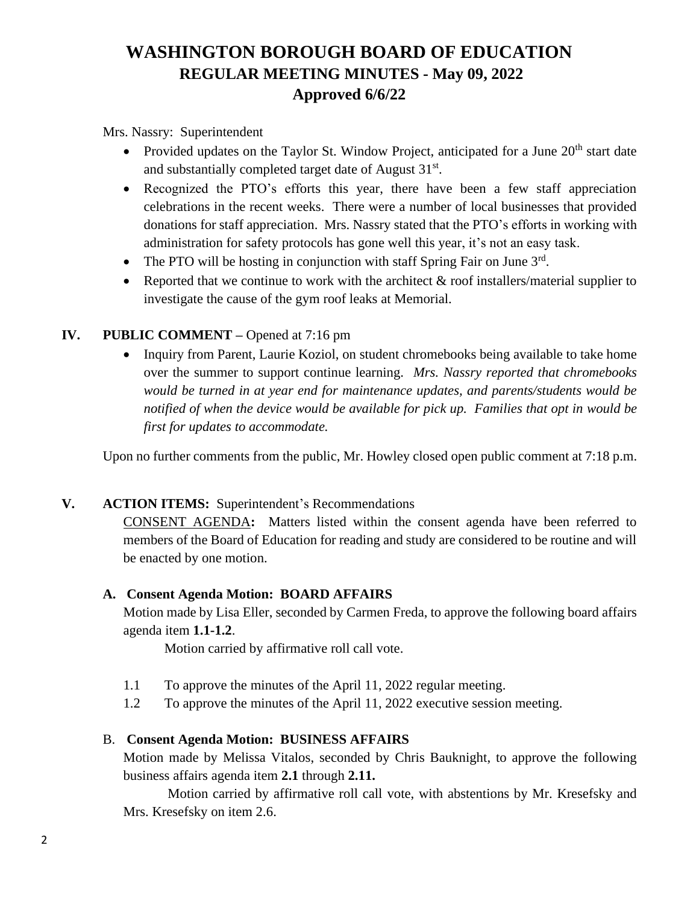# WASHINGTON BOROUGH BOARD OF EDUCATION
## REGULAR MEETING MINUTES - May 09, 2022
## Approved 6/6/22

Mrs. Nassry: Superintendent

- Provided updates on the Taylor St. Window Project, anticipated for a June 20th start date and substantially completed target date of August 31st.
- Recognized the PTO's efforts this year, there have been a few staff appreciation celebrations in the recent weeks. There were a number of local businesses that provided donations for staff appreciation. Mrs. Nassry stated that the PTO's efforts in working with administration for safety protocols has gone well this year, it's not an easy task.
- The PTO will be hosting in conjunction with staff Spring Fair on June 3rd.
- Reported that we continue to work with the architect & roof installers/material supplier to investigate the cause of the gym roof leaks at Memorial.

### IV. PUBLIC COMMENT – Opened at 7:16 pm

- Inquiry from Parent, Laurie Koziol, on student chromebooks being available to take home over the summer to support continue learning. *Mrs. Nassry reported that chromebooks would be turned in at year end for maintenance updates, and parents/students would be notified of when the device would be available for pick up. Families that opt in would be first for updates to accommodate.*

Upon no further comments from the public, Mr. Howley closed open public comment at 7:18 p.m.

### V. ACTION ITEMS: Superintendent's Recommendations

CONSENT AGENDA**:** Matters listed within the consent agenda have been referred to members of the Board of Education for reading and study are considered to be routine and will be enacted by one motion.

**A. Consent Agenda Motion: BOARD AFFAIRS**

Motion made by Lisa Eller, seconded by Carmen Freda, to approve the following board affairs agenda item **1.1-1.2**.

Motion carried by affirmative roll call vote.

1.1 To approve the minutes of the April 11, 2022 regular meeting.

1.2 To approve the minutes of the April 11, 2022 executive session meeting.

B. **Consent Agenda Motion: BUSINESS AFFAIRS**

Motion made by Melissa Vitalos, seconded by Chris Bauknight, to approve the following business affairs agenda item **2.1** through **2.11.**

Motion carried by affirmative roll call vote, with abstentions by Mr. Kresefsky and Mrs. Kresefsky on item 2.6.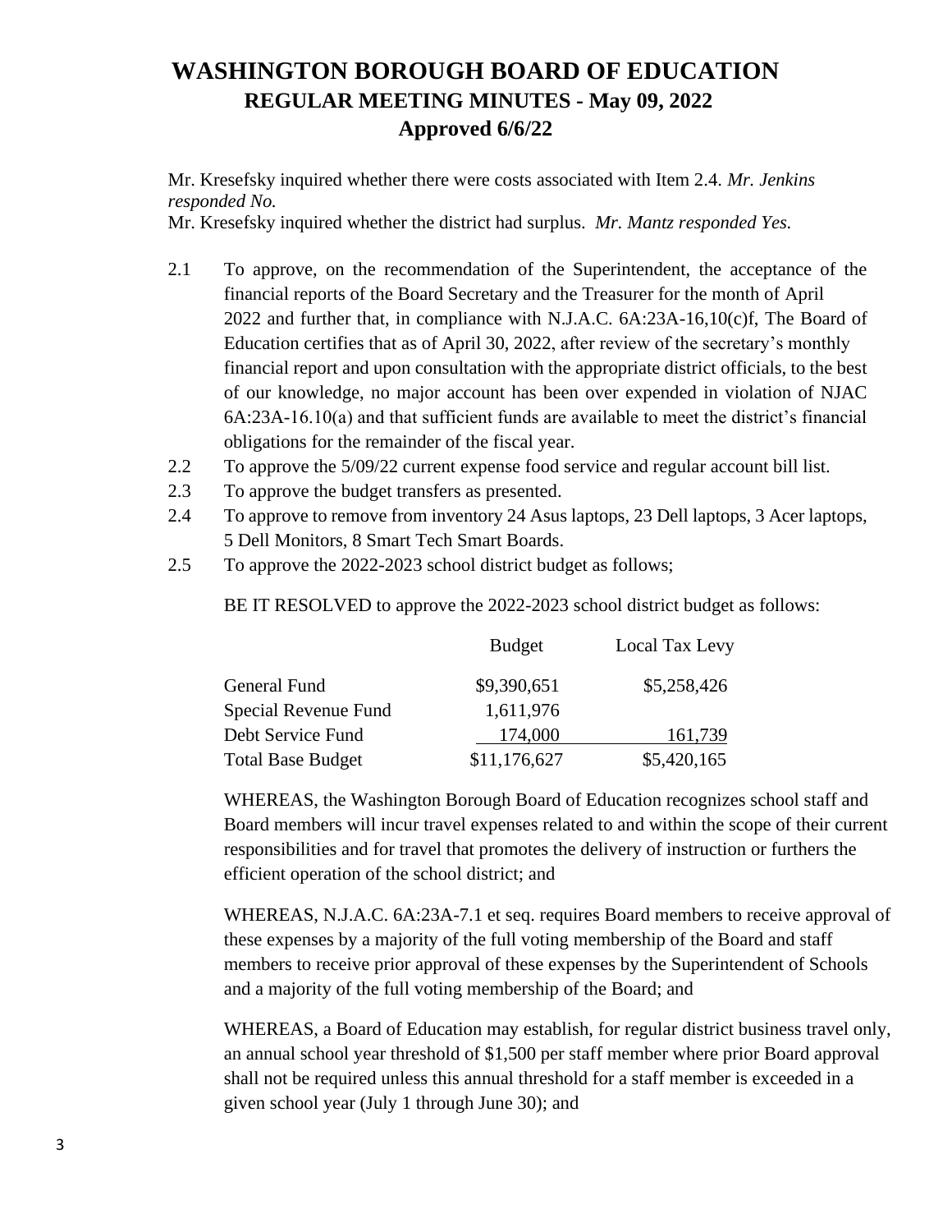# WASHINGTON BOROUGH BOARD OF EDUCATION
## REGULAR MEETING MINUTES - May 09, 2022
## Approved 6/6/22

Mr. Kresefsky inquired whether there were costs associated with Item 2.4. *Mr. Jenkins responded No.*
Mr. Kresefsky inquired whether the district had surplus. *Mr. Mantz responded Yes.*

2.1 To approve, on the recommendation of the Superintendent, the acceptance of the financial reports of the Board Secretary and the Treasurer for the month of April 2022 and further that, in compliance with N.J.A.C. 6A:23A-16,10(c)f, The Board of Education certifies that as of April 30, 2022, after review of the secretary's monthly financial report and upon consultation with the appropriate district officials, to the best of our knowledge, no major account has been over expended in violation of NJAC 6A:23A-16.10(a) and that sufficient funds are available to meet the district's financial obligations for the remainder of the fiscal year.

2.2 To approve the 5/09/22 current expense food service and regular account bill list.

2.3 To approve the budget transfers as presented.

2.4 To approve to remove from inventory 24 Asus laptops, 23 Dell laptops, 3 Acer laptops, 5 Dell Monitors, 8 Smart Tech Smart Boards.

2.5 To approve the 2022-2023 school district budget as follows;

BE IT RESOLVED to approve the 2022-2023 school district budget as follows:

| | Budget | Local Tax Levy |
|---|---|---|
| General Fund | $9,390,651 | $5,258,426 |
| Special Revenue Fund | 1,611,976 | |
| Debt Service Fund | 174,000 | 161,739 |
| Total Base Budget | $11,176,627 | $5,420,165 |

WHEREAS, the Washington Borough Board of Education recognizes school staff and Board members will incur travel expenses related to and within the scope of their current responsibilities and for travel that promotes the delivery of instruction or furthers the efficient operation of the school district; and

WHEREAS, N.J.A.C. 6A:23A-7.1 et seq. requires Board members to receive approval of these expenses by a majority of the full voting membership of the Board and staff members to receive prior approval of these expenses by the Superintendent of Schools and a majority of the full voting membership of the Board; and

WHEREAS, a Board of Education may establish, for regular district business travel only, an annual school year threshold of $1,500 per staff member where prior Board approval shall not be required unless this annual threshold for a staff member is exceeded in a given school year (July 1 through June 30); and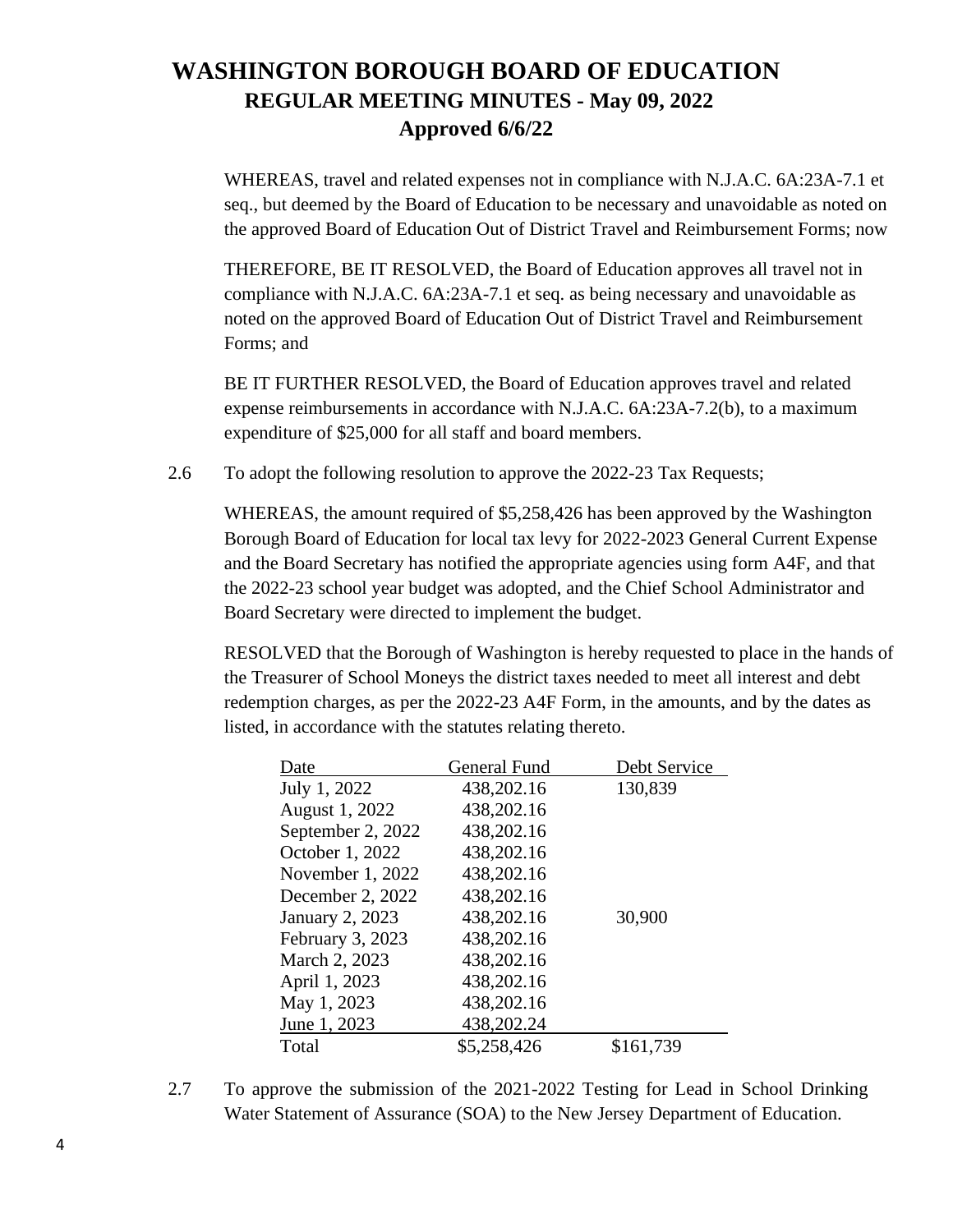WHEREAS, travel and related expenses not in compliance with N.J.A.C. 6A:23A-7.1 et seq., but deemed by the Board of Education to be necessary and unavoidable as noted on the approved Board of Education Out of District Travel and Reimbursement Forms; now

THEREFORE, BE IT RESOLVED, the Board of Education approves all travel not in compliance with N.J.A.C. 6A:23A-7.1 et seq. as being necessary and unavoidable as noted on the approved Board of Education Out of District Travel and Reimbursement Forms; and

BE IT FURTHER RESOLVED, the Board of Education approves travel and related expense reimbursements in accordance with N.J.A.C. 6A:23A-7.2(b), to a maximum expenditure of $25,000 for all staff and board members.

2.6 To adopt the following resolution to approve the 2022-23 Tax Requests;

WHEREAS, the amount required of $5,258,426 has been approved by the Washington Borough Board of Education for local tax levy for 2022-2023 General Current Expense and the Board Secretary has notified the appropriate agencies using form A4F, and that the 2022-23 school year budget was adopted, and the Chief School Administrator and Board Secretary were directed to implement the budget.

RESOLVED that the Borough of Washington is hereby requested to place in the hands of the Treasurer of School Moneys the district taxes needed to meet all interest and debt redemption charges, as per the 2022-23 A4F Form, in the amounts, and by the dates as listed, in accordance with the statutes relating thereto.

| Date | General Fund | Debt Service |
|---|---|---|
| July 1, 2022 | 438,202.16 | 130,839 |
| August 1, 2022 | 438,202.16 | |
| September 2, 2022 | 438,202.16 | |
| October 1, 2022 | 438,202.16 | |
| November 1, 2022 | 438,202.16 | |
| December 2, 2022 | 438,202.16 | |
| January 2, 2023 | 438,202.16 | 30,900 |
| February 3, 2023 | 438,202.16 | |
| March 2, 2023 | 438,202.16 | |
| April 1, 2023 | 438,202.16 | |
| May 1, 2023 | 438,202.16 | |
| June 1, 2023 | 438,202.24 | |
| Total | $5,258,426 | $161,739 |

2.7 To approve the submission of the 2021-2022 Testing for Lead in School Drinking Water Statement of Assurance (SOA) to the New Jersey Department of Education.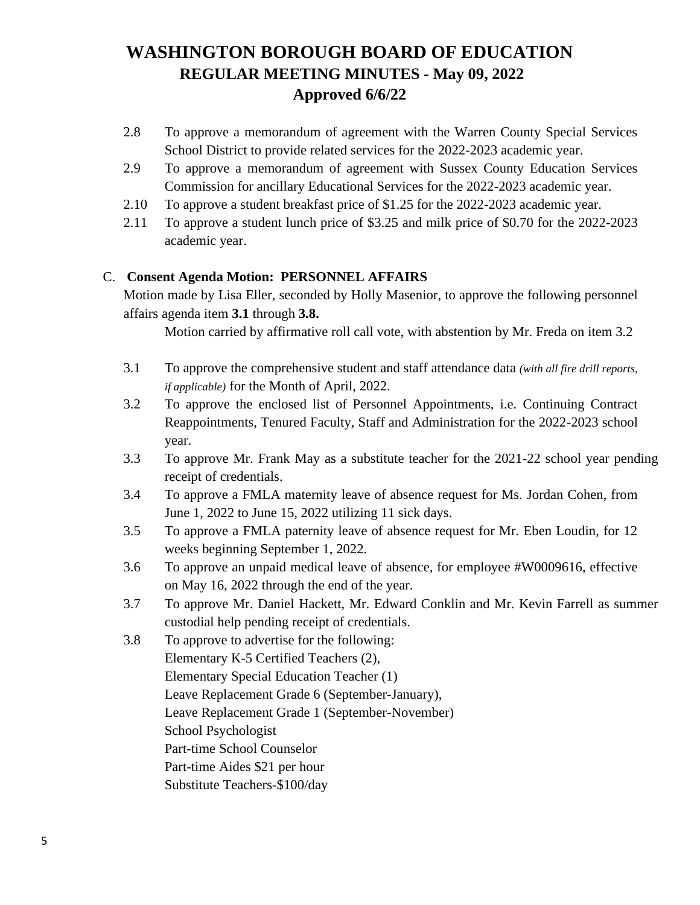2.8 To approve a memorandum of agreement with the Warren County Special Services School District to provide related services for the 2022-2023 academic year.

2.9 To approve a memorandum of agreement with Sussex County Education Services Commission for ancillary Educational Services for the 2022-2023 academic year.

2.10 To approve a student breakfast price of $1.25 for the 2022-2023 academic year.

2.11 To approve a student lunch price of $3.25 and milk price of $0.70 for the 2022-2023 academic year.

C. **Consent Agenda Motion: PERSONNEL AFFAIRS**

Motion made by Lisa Eller, seconded by Holly Masenior, to approve the following personnel affairs agenda item **3.1** through **3.8.**

Motion carried by affirmative roll call vote, with abstention by Mr. Freda on item 3.2

3.1 To approve the comprehensive student and staff attendance data *(with all fire drill reports, if applicable)* for the Month of April, 2022.

3.2 To approve the enclosed list of Personnel Appointments, i.e. Continuing Contract Reappointments, Tenured Faculty, Staff and Administration for the 2022-2023 school year.

3.3 To approve Mr. Frank May as a substitute teacher for the 2021-22 school year pending receipt of credentials.

3.4 To approve a FMLA maternity leave of absence request for Ms. Jordan Cohen, from June 1, 2022 to June 15, 2022 utilizing 11 sick days.

3.5 To approve a FMLA paternity leave of absence request for Mr. Eben Loudin, for 12 weeks beginning September 1, 2022.

3.6 To approve an unpaid medical leave of absence, for employee #W0009616, effective on May 16, 2022 through the end of the year.

3.7 To approve Mr. Daniel Hackett, Mr. Edward Conklin and Mr. Kevin Farrell as summer custodial help pending receipt of credentials.

3.8 To approve to advertise for the following:
Elementary K-5 Certified Teachers (2),
Elementary Special Education Teacher (1)
Leave Replacement Grade 6 (September-January),
Leave Replacement Grade 1 (September-November)
School Psychologist
Part-time School Counselor
Part-time Aides $21 per hour
Substitute Teachers-$100/day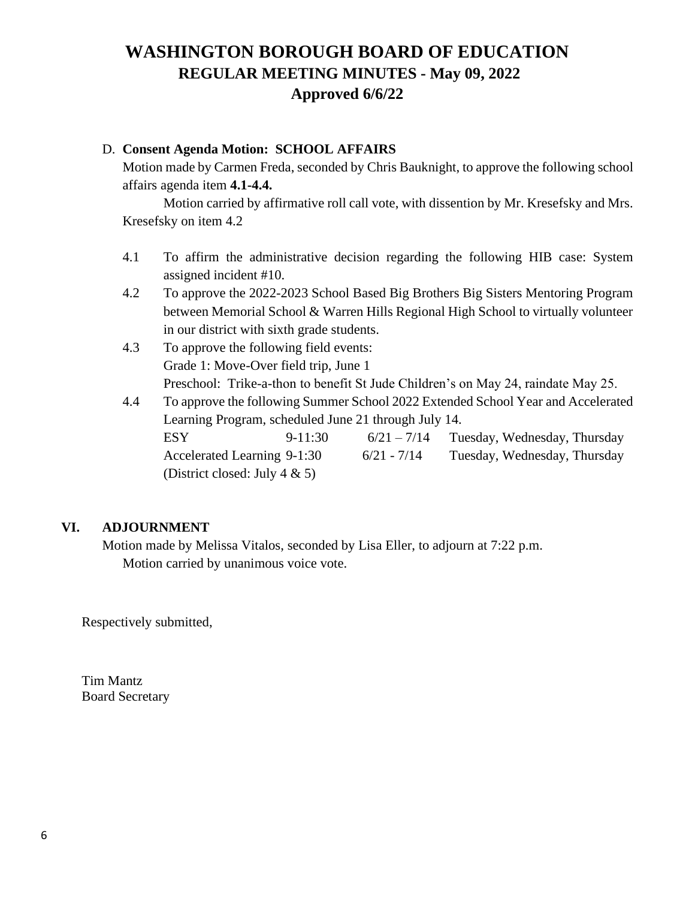# WASHINGTON BOROUGH BOARD OF EDUCATION
## REGULAR MEETING MINUTES - May 09, 2022
## Approved 6/6/22

D. **Consent Agenda Motion: SCHOOL AFFAIRS**

Motion made by Carmen Freda, seconded by Chris Bauknight, to approve the following school affairs agenda item **4.1-4.4.**

Motion carried by affirmative roll call vote, with dissention by Mr. Kresefsky and Mrs. Kresefsky on item 4.2

4.1 To affirm the administrative decision regarding the following HIB case: System assigned incident #10.

4.2 To approve the 2022-2023 School Based Big Brothers Big Sisters Mentoring Program between Memorial School & Warren Hills Regional High School to virtually volunteer in our district with sixth grade students.

4.3 To approve the following field events:
Grade 1: Move-Over field trip, June 1
Preschool: Trike-a-thon to benefit St Jude Children's on May 24, raindate May 25.

4.4 To approve the following Summer School 2022 Extended School Year and Accelerated Learning Program, scheduled June 21 through July 14.

| | | | |
|---|---|---|---|
| ESY | 9-11:30 | 6/21 – 7/14 | Tuesday, Wednesday, Thursday |
| Accelerated Learning | 9-1:30 | 6/21 - 7/14 | Tuesday, Wednesday, Thursday |

(District closed: July 4 & 5)

**VI. ADJOURNMENT**

Motion made by Melissa Vitalos, seconded by Lisa Eller, to adjourn at 7:22 p.m.
Motion carried by unanimous voice vote.

Respectively submitted,

Tim Mantz
Board Secretary